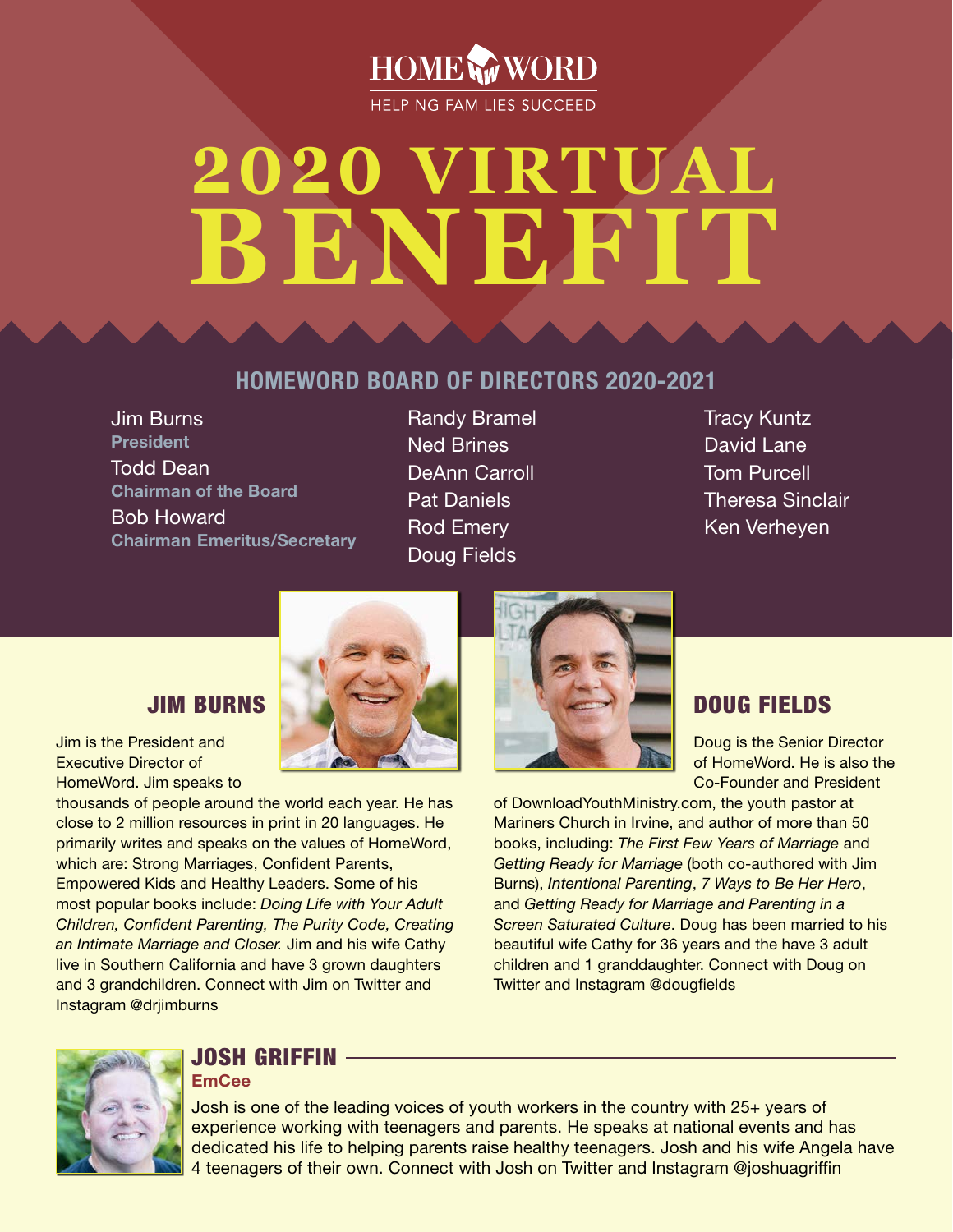HOMEWORD

HELPING FAMILIES SUCCEED

# 2020 VIRTUAL BENEFIT

## HOMEWORD BOARD OF DIRECTORS 2020-2021

Jim Burns
**President**

Todd Dean
**Chairman of the Board**

Bob Howard
**Chairman Emeritus/Secretary**

Randy Bramel
Ned Brines
DeAnn Carroll
Pat Daniels
Rod Emery
Doug Fields

Tracy Kuntz
David Lane
Tom Purcell
Theresa Sinclair
Ken Verheyen

## JIM BURNS

Jim is the President and Executive Director of HomeWord. Jim speaks to thousands of people around the world each year. He has close to 2 million resources in print in 20 languages. He primarily writes and speaks on the values of HomeWord, which are: Strong Marriages, Confident Parents, Empowered Kids and Healthy Leaders. Some of his most popular books include: *Doing Life with Your Adult Children, Confident Parenting, The Purity Code, Creating an Intimate Marriage and Closer.* Jim and his wife Cathy live in Southern California and have 3 grown daughters and 3 grandchildren. Connect with Jim on Twitter and Instagram @drjimburns

## DOUG FIELDS

Doug is the Senior Director of HomeWord. He is also the Co-Founder and President of DownloadYouthMinistry.com, the youth pastor at Mariners Church in Irvine, and author of more than 50 books, including: *The First Few Years of Marriage* and *Getting Ready for Marriage* (both co-authored with Jim Burns), *Intentional Parenting*, *7 Ways to Be Her Hero*, and *Getting Ready for Marriage and Parenting in a Screen Saturated Culture*. Doug has been married to his beautiful wife Cathy for 36 years and the have 3 adult children and 1 granddaughter. Connect with Doug on Twitter and Instagram @dougfields

## JOSH GRIFFIN

**EmCee**

Josh is one of the leading voices of youth workers in the country with 25+ years of experience working with teenagers and parents. He speaks at national events and has dedicated his life to helping parents raise healthy teenagers. Josh and his wife Angela have 4 teenagers of their own. Connect with Josh on Twitter and Instagram @joshuagriffin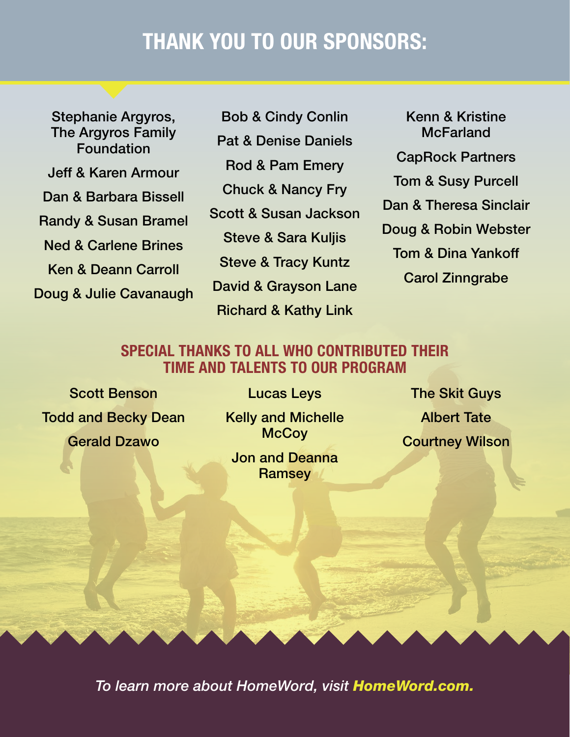# THANK YOU TO OUR SPONSORS:

Stephanie Argyros, The Argyros Family Foundation

Jeff & Karen Armour

Dan & Barbara Bissell

Randy & Susan Bramel

Ned & Carlene Brines

Ken & Deann Carroll

Doug & Julie Cavanaugh

Bob & Cindy Conlin

Pat & Denise Daniels

Rod & Pam Emery

Chuck & Nancy Fry

Scott & Susan Jackson

Steve & Sara Kuljis

Steve & Tracy Kuntz

David & Grayson Lane

Richard & Kathy Link

Kenn & Kristine McFarland

CapRock Partners

Tom & Susy Purcell

Dan & Theresa Sinclair

Doug & Robin Webster

Tom & Dina Yankoff

Carol Zinngrabe

## SPECIAL THANKS TO ALL WHO CONTRIBUTED THEIR TIME AND TALENTS TO OUR PROGRAM

Scott Benson

Todd and Becky Dean

Gerald Dzawo

Lucas Leys

Kelly and Michelle McCoy

Jon and Deanna Ramsey

The Skit Guys

Albert Tate

Courtney Wilson

*To learn more about HomeWord, visit **HomeWord.com.***